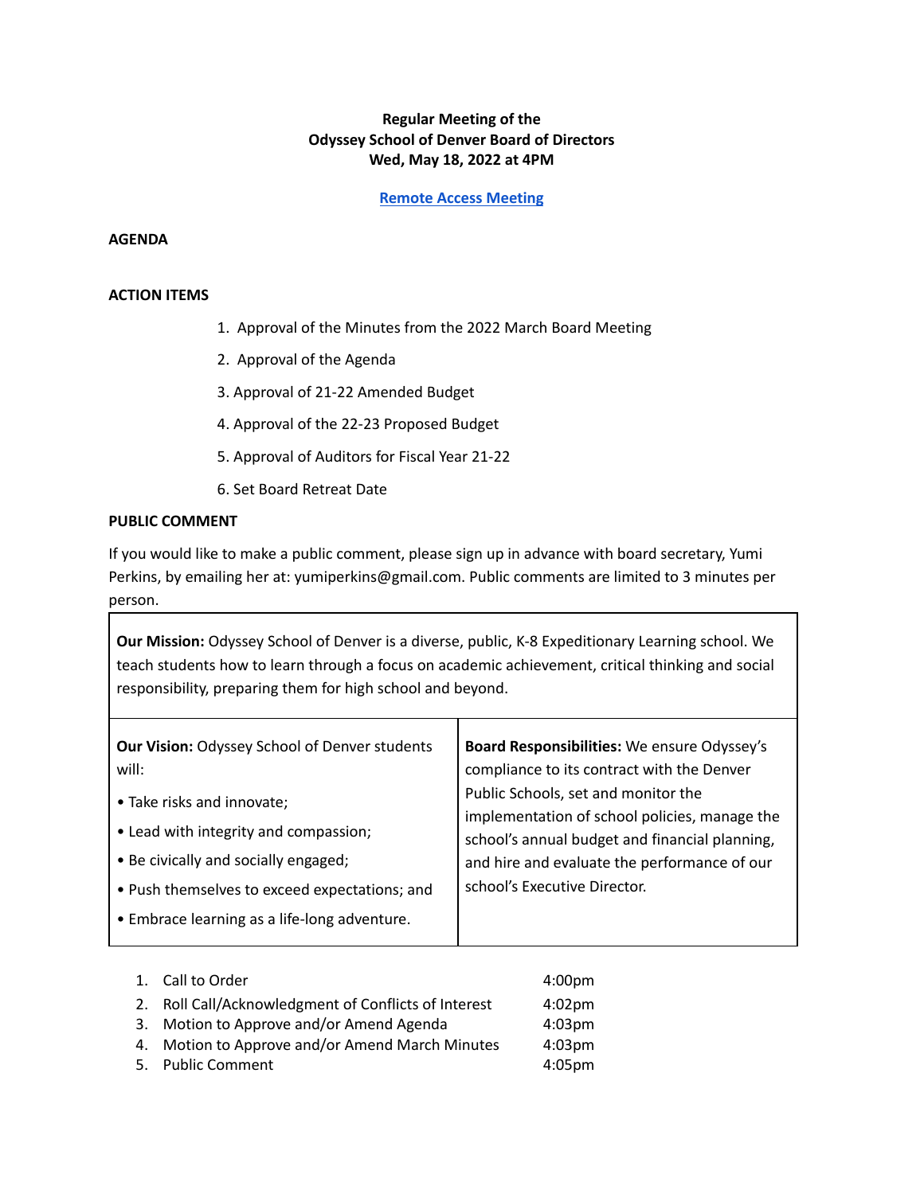**Regular Meeting of the**
**Odyssey School of Denver Board of Directors**
**Wed, May 18, 2022 at 4PM**

**Remote Access Meeting**

**AGENDA**

**ACTION ITEMS**

1. Approval of the Minutes from the 2022 March Board Meeting
2. Approval of the Agenda
3. Approval of 21-22 Amended Budget
4. Approval of the 22-23 Proposed Budget
5. Approval of Auditors for Fiscal Year 21-22
6. Set Board Retreat Date

**PUBLIC COMMENT**

If you would like to make a public comment, please sign up in advance with board secretary, Yumi Perkins, by emailing her at: yumiperkins@gmail.com. Public comments are limited to 3 minutes per person.

**Our Mission:** Odyssey School of Denver is a diverse, public, K-8 Expeditionary Learning school. We teach students how to learn through a focus on academic achievement, critical thinking and social responsibility, preparing them for high school and beyond.

**Our Vision:** Odyssey School of Denver students will:

- Take risks and innovate;
- Lead with integrity and compassion;
- Be civically and socially engaged;
- Push themselves to exceed expectations; and
- Embrace learning as a life-long adventure.

**Board Responsibilities:** We ensure Odyssey's compliance to its contract with the Denver Public Schools, set and monitor the implementation of school policies, manage the school's annual budget and financial planning, and hire and evaluate the performance of our school's Executive Director.

| | |
|---|---|
| 1. Call to Order | 4:00pm |
| 2. Roll Call/Acknowledgment of Conflicts of Interest | 4:02pm |
| 3. Motion to Approve and/or Amend Agenda | 4:03pm |
| 4. Motion to Approve and/or Amend March Minutes | 4:03pm |
| 5. Public Comment | 4:05pm |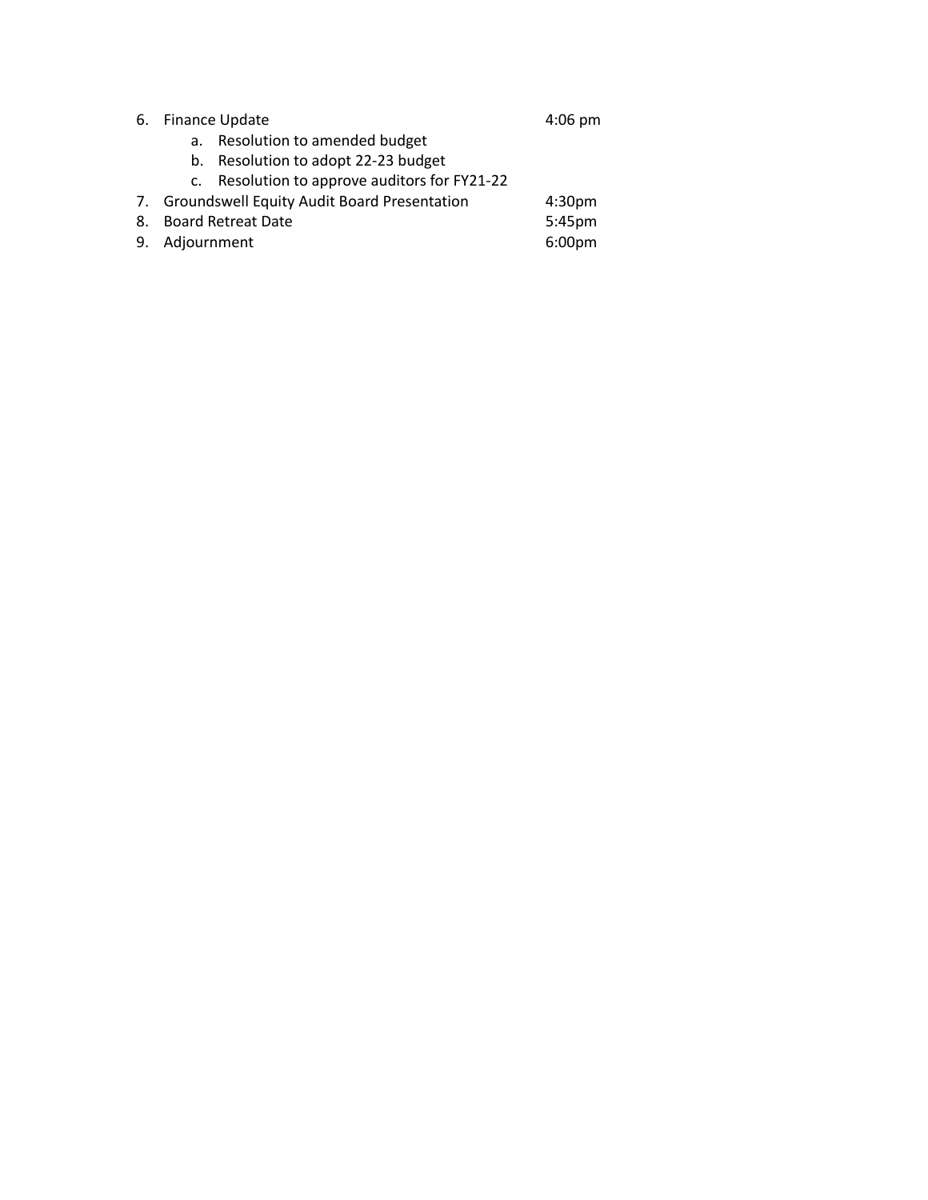6. Finance Update 4:06 pm
    a. Resolution to amended budget
    b. Resolution to adopt 22-23 budget
    c. Resolution to approve auditors for FY21-22
7. Groundswell Equity Audit Board Presentation 4:30pm
8. Board Retreat Date 5:45pm
9. Adjournment 6:00pm